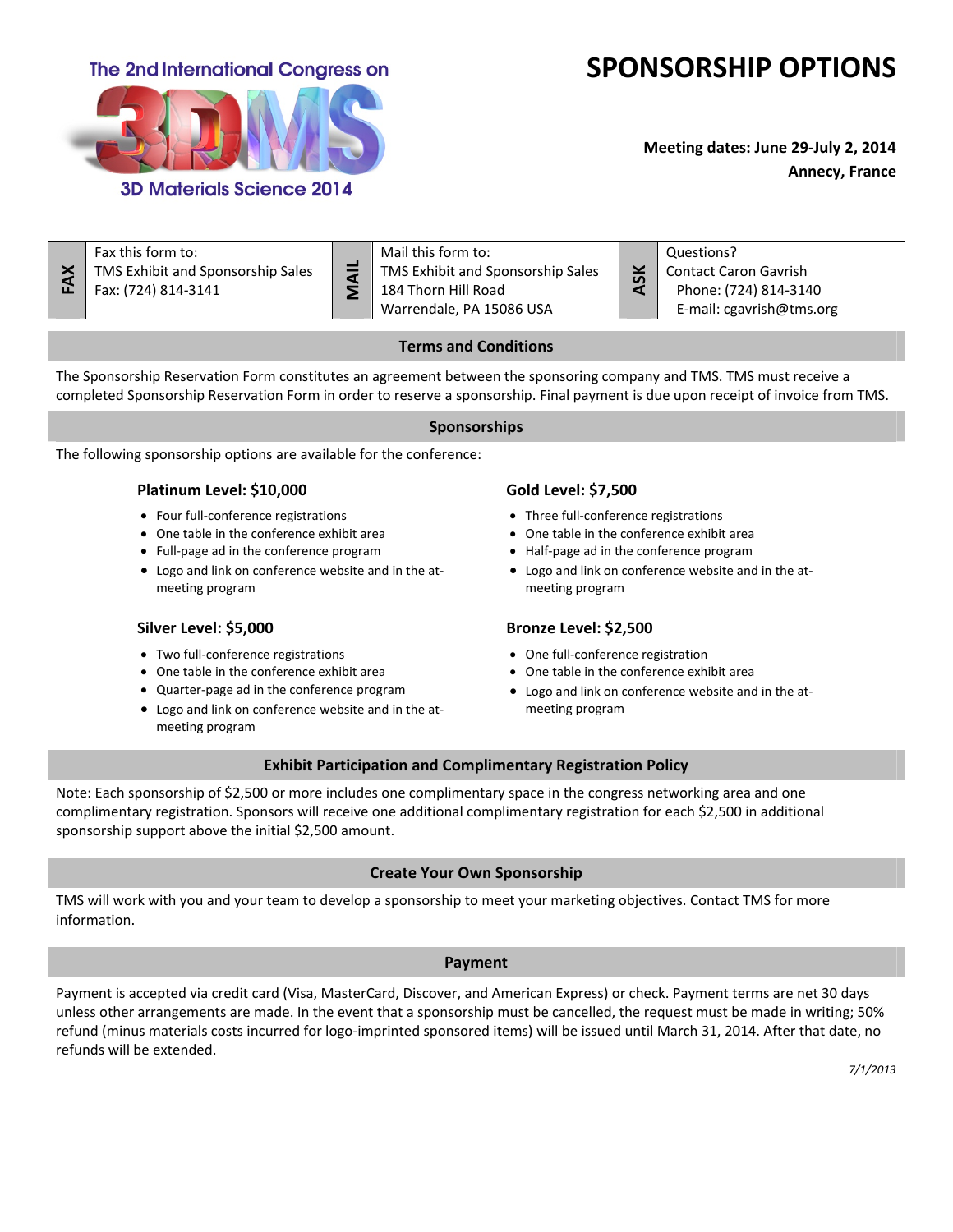The 2nd International Congress on 3DMS

3D Materials Science 2014

# SPONSORSHIP OPTIONS

**Meeting dates: June 29-July 2, 2014**
**Annecy, France**

| | | | | | |
|---|---|---|---|---|---|
| **FAX** | Fax this form to:<br>TMS Exhibit and Sponsorship Sales<br>Fax: (724) 814-3141 | **MAIL** | Mail this form to:<br>TMS Exhibit and Sponsorship Sales<br>184 Thorn Hill Road<br>Warrendale, PA 15086 USA | **ASK** | Questions?<br>Contact Caron Gavrish<br>Phone: (724) 814-3140<br>E-mail: cgavrish@tms.org |

## Terms and Conditions

The Sponsorship Reservation Form constitutes an agreement between the sponsoring company and TMS. TMS must receive a completed Sponsorship Reservation Form in order to reserve a sponsorship. Final payment is due upon receipt of invoice from TMS.

## Sponsorships

The following sponsorship options are available for the conference:

### Platinum Level: $10,000

- Four full-conference registrations
- One table in the conference exhibit area
- Full-page ad in the conference program
- Logo and link on conference website and in the at-meeting program

### Gold Level: $7,500

- Three full-conference registrations
- One table in the conference exhibit area
- Half-page ad in the conference program
- Logo and link on conference website and in the at-meeting program

### Silver Level: $5,000

- Two full-conference registrations
- One table in the conference exhibit area
- Quarter-page ad in the conference program
- Logo and link on conference website and in the at-meeting program

### Bronze Level: $2,500

- One full-conference registration
- One table in the conference exhibit area
- Logo and link on conference website and in the at-meeting program

## Exhibit Participation and Complimentary Registration Policy

Note: Each sponsorship of $2,500 or more includes one complimentary space in the congress networking area and one complimentary registration. Sponsors will receive one additional complimentary registration for each $2,500 in additional sponsorship support above the initial $2,500 amount.

## Create Your Own Sponsorship

TMS will work with you and your team to develop a sponsorship to meet your marketing objectives. Contact TMS for more information.

## Payment

Payment is accepted via credit card (Visa, MasterCard, Discover, and American Express) or check. Payment terms are net 30 days unless other arrangements are made. In the event that a sponsorship must be cancelled, the request must be made in writing; 50% refund (minus materials costs incurred for logo-imprinted sponsored items) will be issued until March 31, 2014. After that date, no refunds will be extended.

*7/1/2013*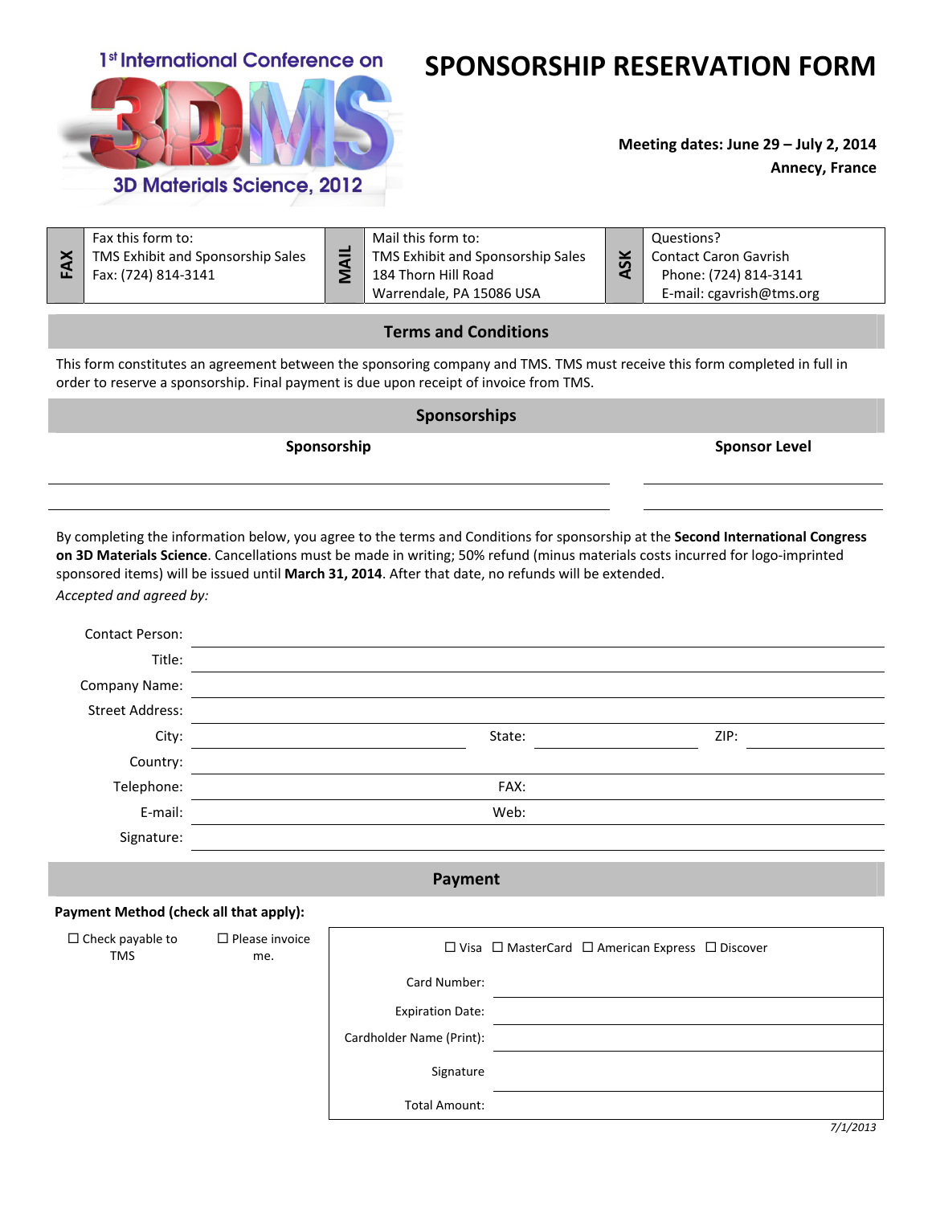1st International Conference on 3DMS 3D Materials Science, 2012

# SPONSORSHIP RESERVATION FORM

**Meeting dates: June 29 – July 2, 2014**
**Annecy, France**

| FAX | MAIL | ASK |
|---|---|---|
| Fax this form to: TMS Exhibit and Sponsorship Sales Fax: (724) 814-3141 | Mail this form to: TMS Exhibit and Sponsorship Sales 184 Thorn Hill Road Warrendale, PA 15086 USA | Questions? Contact Caron Gavrish Phone: (724) 814-3141 E-mail: cgavrish@tms.org |

## Terms and Conditions

This form constitutes an agreement between the sponsoring company and TMS. TMS must receive this form completed in full in order to reserve a sponsorship. Final payment is due upon receipt of invoice from TMS.

## Sponsorships

| Sponsorship | Sponsor Level |
|---|---|
| | |
| | |

By completing the information below, you agree to the terms and Conditions for sponsorship at the **Second International Congress on 3D Materials Science**. Cancellations must be made in writing; 50% refund (minus materials costs incurred for logo-imprinted sponsored items) will be issued until **March 31, 2014**. After that date, no refunds will be extended.

*Accepted and agreed by:*

Contact Person: \_\_\_\_\_\_\_\_\_\_\_\_\_\_\_\_

Title: \_\_\_\_\_\_\_\_\_\_\_\_\_\_\_\_

Company Name: \_\_\_\_\_\_\_\_\_\_\_\_\_\_\_\_

Street Address: \_\_\_\_\_\_\_\_\_\_\_\_\_\_\_\_

City: \_\_\_\_\_\_\_\_ State: \_\_\_\_\_\_\_\_ ZIP: \_\_\_\_\_\_\_\_

Country: \_\_\_\_\_\_\_\_\_\_\_\_\_\_\_\_

Telephone: \_\_\_\_\_\_\_\_ FAX: \_\_\_\_\_\_\_\_

E-mail: \_\_\_\_\_\_\_\_ Web: \_\_\_\_\_\_\_\_

Signature: \_\_\_\_\_\_\_\_\_\_\_\_\_\_\_\_

## Payment

**Payment Method (check all that apply):**

☐ Check payable to TMS

☐ Please invoice me.

☐ Visa ☐ MasterCard ☐ American Express ☐ Discover

Card Number: \_\_\_\_\_\_\_\_\_\_\_\_\_\_\_\_

Expiration Date: \_\_\_\_\_\_\_\_\_\_\_\_\_\_\_\_

Cardholder Name (Print): \_\_\_\_\_\_\_\_\_\_\_\_\_\_\_\_

Signature \_\_\_\_\_\_\_\_\_\_\_\_\_\_\_\_

Total Amount: \_\_\_\_\_\_\_\_\_\_\_\_\_\_\_\_

*7/1/2013*